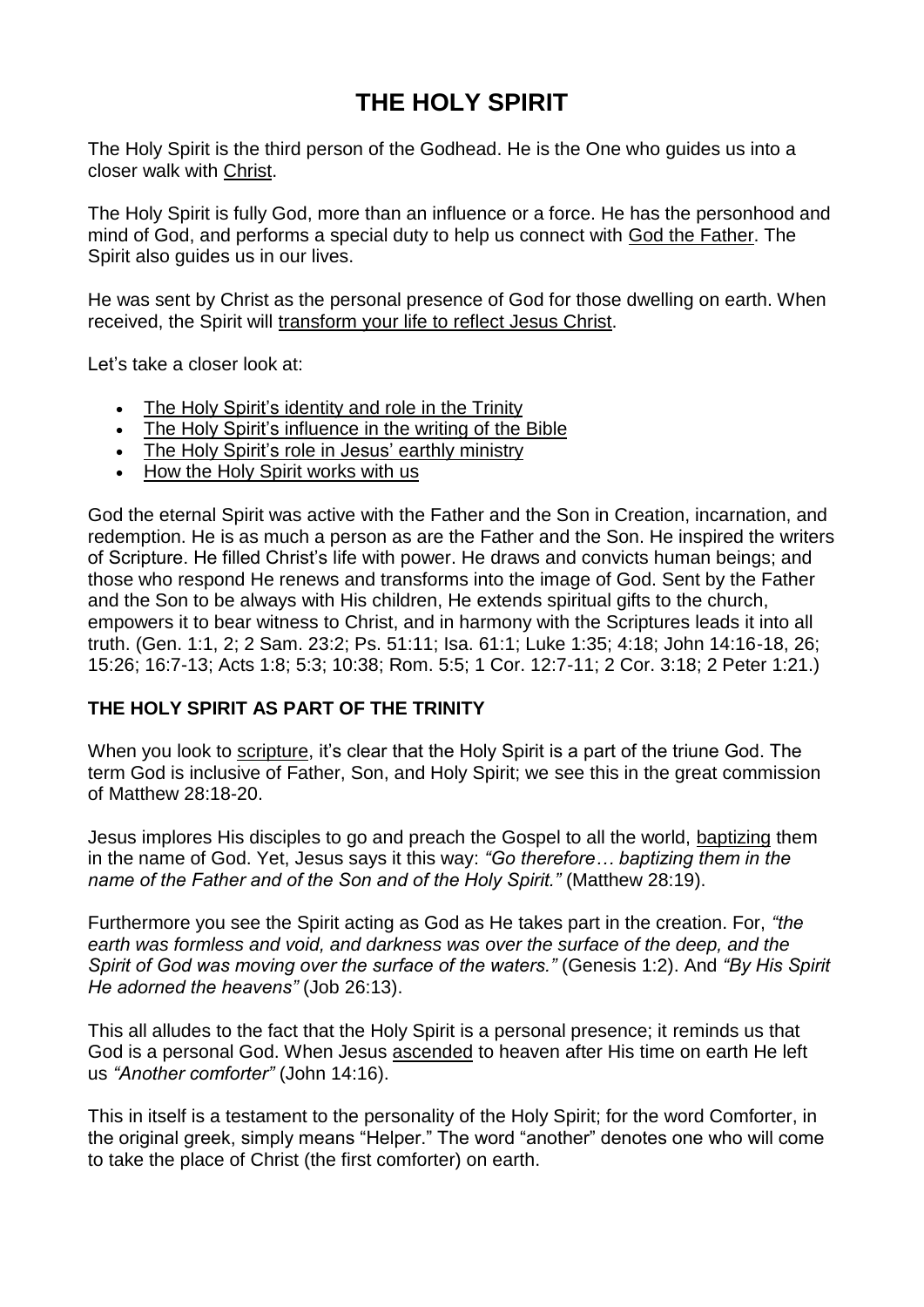# THE HOLY SPIRIT

The Holy Spirit is the third person of the Godhead. He is the One who guides us into a closer walk with Christ.

The Holy Spirit is fully God, more than an influence or a force. He has the personhood and mind of God, and performs a special duty to help us connect with God the Father. The Spirit also guides us in our lives.

He was sent by Christ as the personal presence of God for those dwelling on earth. When received, the Spirit will transform your life to reflect Jesus Christ.

Let's take a closer look at:

- The Holy Spirit's identity and role in the Trinity
- The Holy Spirit's influence in the writing of the Bible
- The Holy Spirit's role in Jesus' earthly ministry
- How the Holy Spirit works with us

God the eternal Spirit was active with the Father and the Son in Creation, incarnation, and redemption. He is as much a person as are the Father and the Son. He inspired the writers of Scripture. He filled Christ's life with power. He draws and convicts human beings; and those who respond He renews and transforms into the image of God. Sent by the Father and the Son to be always with His children, He extends spiritual gifts to the church, empowers it to bear witness to Christ, and in harmony with the Scriptures leads it into all truth. (Gen. 1:1, 2; 2 Sam. 23:2; Ps. 51:11; Isa. 61:1; Luke 1:35; 4:18; John 14:16-18, 26; 15:26; 16:7-13; Acts 1:8; 5:3; 10:38; Rom. 5:5; 1 Cor. 12:7-11; 2 Cor. 3:18; 2 Peter 1:21.)

## THE HOLY SPIRIT AS PART OF THE TRINITY

When you look to scripture, it's clear that the Holy Spirit is a part of the triune God. The term God is inclusive of Father, Son, and Holy Spirit; we see this in the great commission of Matthew 28:18-20.

Jesus implores His disciples to go and preach the Gospel to all the world, baptizing them in the name of God. Yet, Jesus says it this way: *"Go therefore… baptizing them in the name of the Father and of the Son and of the Holy Spirit."* (Matthew 28:19).

Furthermore you see the Spirit acting as God as He takes part in the creation. For, *"the earth was formless and void, and darkness was over the surface of the deep, and the Spirit of God was moving over the surface of the waters."* (Genesis 1:2). And *"By His Spirit He adorned the heavens"* (Job 26:13).

This all alludes to the fact that the Holy Spirit is a personal presence; it reminds us that God is a personal God. When Jesus ascended to heaven after His time on earth He left us *"Another comforter"* (John 14:16).

This in itself is a testament to the personality of the Holy Spirit; for the word Comforter, in the original greek, simply means "Helper." The word "another" denotes one who will come to take the place of Christ (the first comforter) on earth.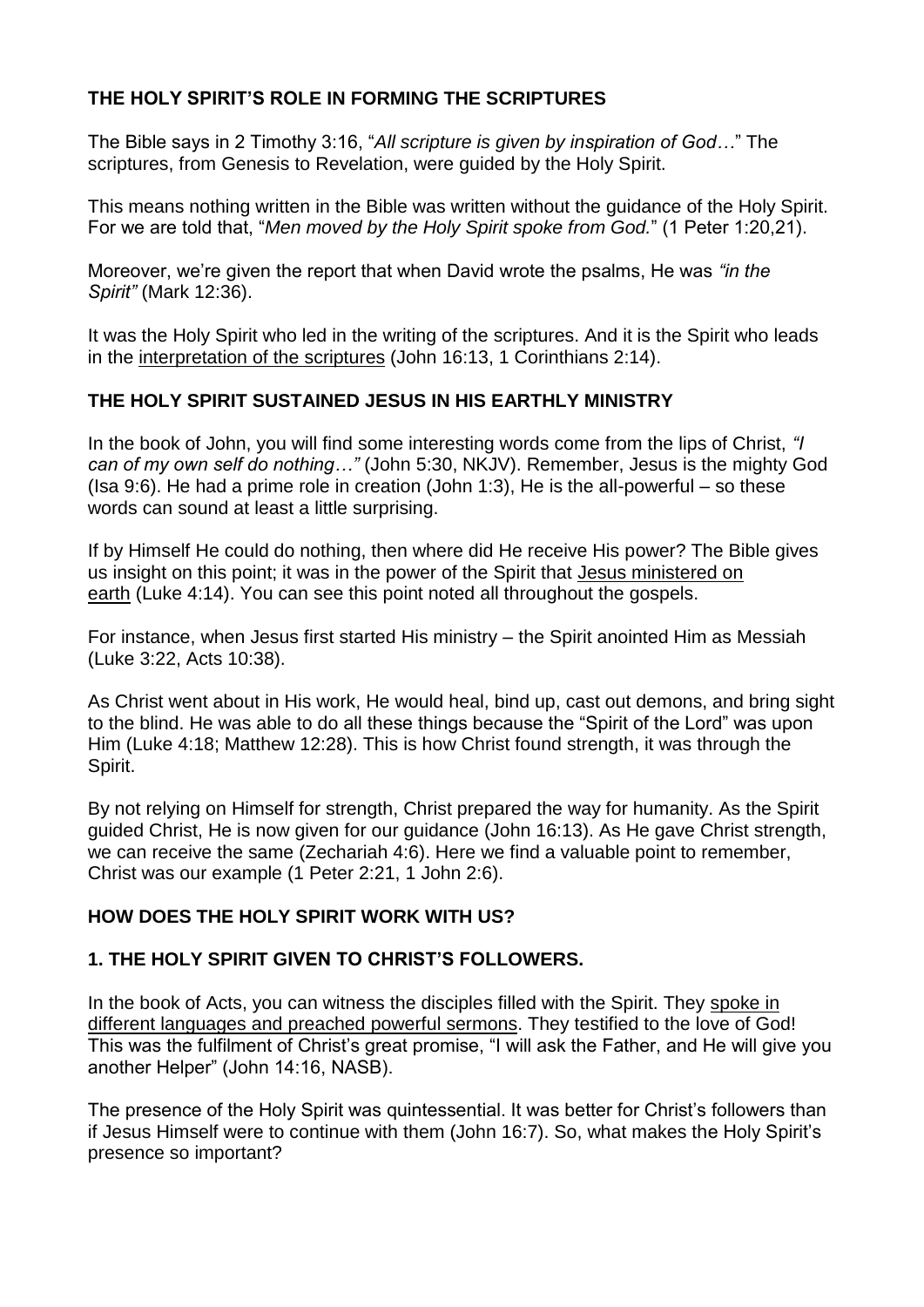**THE HOLY SPIRIT'S ROLE IN FORMING THE SCRIPTURES**

The Bible says in 2 Timothy 3:16, "*All scripture is given by inspiration of God…*" The scriptures, from Genesis to Revelation, were guided by the Holy Spirit.

This means nothing written in the Bible was written without the guidance of the Holy Spirit. For we are told that, "*Men moved by the Holy Spirit spoke from God.*" (1 Peter 1:20,21).

Moreover, we're given the report that when David wrote the psalms, He was *"in the Spirit"* (Mark 12:36).

It was the Holy Spirit who led in the writing of the scriptures. And it is the Spirit who leads in the interpretation of the scriptures (John 16:13, 1 Corinthians 2:14).

**THE HOLY SPIRIT SUSTAINED JESUS IN HIS EARTHLY MINISTRY**

In the book of John, you will find some interesting words come from the lips of Christ, *"I can of my own self do nothing…"* (John 5:30, NKJV). Remember, Jesus is the mighty God (Isa 9:6). He had a prime role in creation (John 1:3), He is the all-powerful – so these words can sound at least a little surprising.

If by Himself He could do nothing, then where did He receive His power? The Bible gives us insight on this point; it was in the power of the Spirit that Jesus ministered on earth (Luke 4:14). You can see this point noted all throughout the gospels.

For instance, when Jesus first started His ministry – the Spirit anointed Him as Messiah (Luke 3:22, Acts 10:38).

As Christ went about in His work, He would heal, bind up, cast out demons, and bring sight to the blind. He was able to do all these things because the "Spirit of the Lord" was upon Him (Luke 4:18; Matthew 12:28). This is how Christ found strength, it was through the Spirit.

By not relying on Himself for strength, Christ prepared the way for humanity. As the Spirit guided Christ, He is now given for our guidance (John 16:13). As He gave Christ strength, we can receive the same (Zechariah 4:6). Here we find a valuable point to remember, Christ was our example (1 Peter 2:21, 1 John 2:6).

**HOW DOES THE HOLY SPIRIT WORK WITH US?**

**1. THE HOLY SPIRIT GIVEN TO CHRIST'S FOLLOWERS.**

In the book of Acts, you can witness the disciples filled with the Spirit. They spoke in different languages and preached powerful sermons. They testified to the love of God! This was the fulfilment of Christ's great promise, "I will ask the Father, and He will give you another Helper" (John 14:16, NASB).

The presence of the Holy Spirit was quintessential. It was better for Christ's followers than if Jesus Himself were to continue with them (John 16:7). So, what makes the Holy Spirit's presence so important?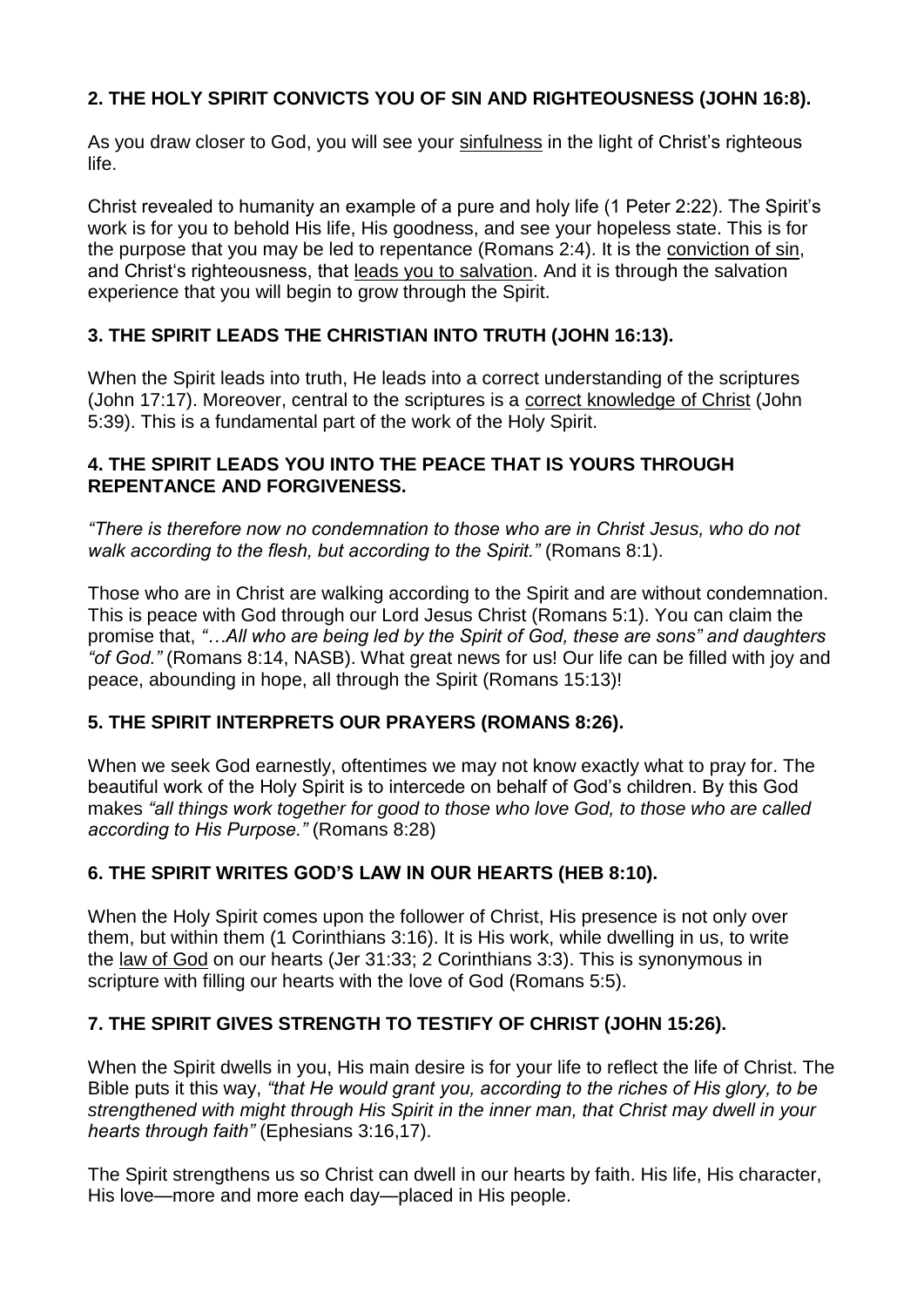## 2. THE HOLY SPIRIT CONVICTS YOU OF SIN AND RIGHTEOUSNESS (JOHN 16:8).

As you draw closer to God, you will see your sinfulness in the light of Christ's righteous life.

Christ revealed to humanity an example of a pure and holy life (1 Peter 2:22). The Spirit's work is for you to behold His life, His goodness, and see your hopeless state. This is for the purpose that you may be led to repentance (Romans 2:4). It is the conviction of sin, and Christ's righteousness, that leads you to salvation. And it is through the salvation experience that you will begin to grow through the Spirit.

## 3. THE SPIRIT LEADS THE CHRISTIAN INTO TRUTH (JOHN 16:13).

When the Spirit leads into truth, He leads into a correct understanding of the scriptures (John 17:17). Moreover, central to the scriptures is a correct knowledge of Christ (John 5:39). This is a fundamental part of the work of the Holy Spirit.

## 4. THE SPIRIT LEADS YOU INTO THE PEACE THAT IS YOURS THROUGH REPENTANCE AND FORGIVENESS.

*"There is therefore now no condemnation to those who are in Christ Jesus, who do not walk according to the flesh, but according to the Spirit."* (Romans 8:1).

Those who are in Christ are walking according to the Spirit and are without condemnation. This is peace with God through our Lord Jesus Christ (Romans 5:1). You can claim the promise that, *"…All who are being led by the Spirit of God, these are sons"* and daughters *"of God."* (Romans 8:14, NASB). What great news for us! Our life can be filled with joy and peace, abounding in hope, all through the Spirit (Romans 15:13)!

## 5. THE SPIRIT INTERPRETS OUR PRAYERS (ROMANS 8:26).

When we seek God earnestly, oftentimes we may not know exactly what to pray for. The beautiful work of the Holy Spirit is to intercede on behalf of God's children. By this God makes *"all things work together for good to those who love God, to those who are called according to His Purpose."* (Romans 8:28)

## 6. THE SPIRIT WRITES GOD'S LAW IN OUR HEARTS (HEB 8:10).

When the Holy Spirit comes upon the follower of Christ, His presence is not only over them, but within them (1 Corinthians 3:16). It is His work, while dwelling in us, to write the law of God on our hearts (Jer 31:33; 2 Corinthians 3:3). This is synonymous in scripture with filling our hearts with the love of God (Romans 5:5).

## 7. THE SPIRIT GIVES STRENGTH TO TESTIFY OF CHRIST (JOHN 15:26).

When the Spirit dwells in you, His main desire is for your life to reflect the life of Christ. The Bible puts it this way, *"that He would grant you, according to the riches of His glory, to be strengthened with might through His Spirit in the inner man, that Christ may dwell in your hearts through faith"* (Ephesians 3:16,17).

The Spirit strengthens us so Christ can dwell in our hearts by faith. His life, His character, His love—more and more each day—placed in His people.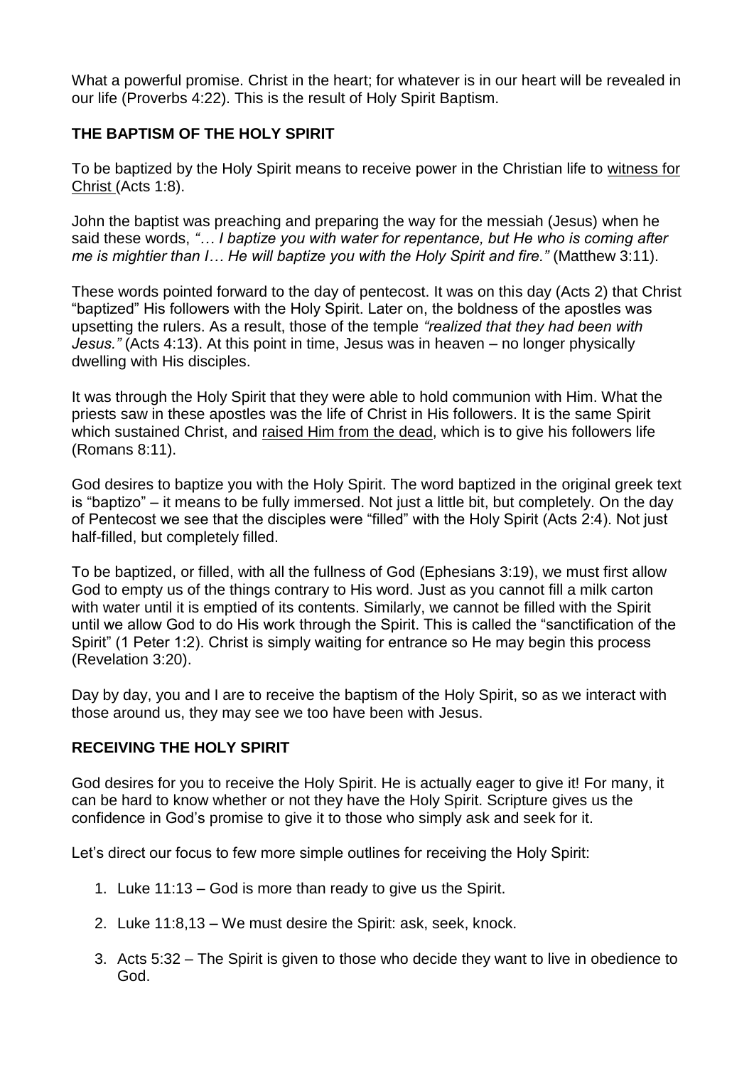What a powerful promise. Christ in the heart; for whatever is in our heart will be revealed in our life (Proverbs 4:22). This is the result of Holy Spirit Baptism.

## THE BAPTISM OF THE HOLY SPIRIT

To be baptized by the Holy Spirit means to receive power in the Christian life to witness for Christ (Acts 1:8).

John the baptist was preaching and preparing the way for the messiah (Jesus) when he said these words, *"… I baptize you with water for repentance, but He who is coming after me is mightier than I… He will baptize you with the Holy Spirit and fire."* (Matthew 3:11).

These words pointed forward to the day of pentecost. It was on this day (Acts 2) that Christ "baptized" His followers with the Holy Spirit. Later on, the boldness of the apostles was upsetting the rulers. As a result, those of the temple *"realized that they had been with Jesus."* (Acts 4:13). At this point in time, Jesus was in heaven – no longer physically dwelling with His disciples.

It was through the Holy Spirit that they were able to hold communion with Him. What the priests saw in these apostles was the life of Christ in His followers. It is the same Spirit which sustained Christ, and raised Him from the dead, which is to give his followers life (Romans 8:11).

God desires to baptize you with the Holy Spirit. The word baptized in the original greek text is "baptizo" – it means to be fully immersed. Not just a little bit, but completely. On the day of Pentecost we see that the disciples were "filled" with the Holy Spirit (Acts 2:4). Not just half-filled, but completely filled.

To be baptized, or filled, with all the fullness of God (Ephesians 3:19), we must first allow God to empty us of the things contrary to His word. Just as you cannot fill a milk carton with water until it is emptied of its contents. Similarly, we cannot be filled with the Spirit until we allow God to do His work through the Spirit. This is called the "sanctification of the Spirit" (1 Peter 1:2). Christ is simply waiting for entrance so He may begin this process (Revelation 3:20).

Day by day, you and I are to receive the baptism of the Holy Spirit, so as we interact with those around us, they may see we too have been with Jesus.

## RECEIVING THE HOLY SPIRIT

God desires for you to receive the Holy Spirit. He is actually eager to give it! For many, it can be hard to know whether or not they have the Holy Spirit. Scripture gives us the confidence in God's promise to give it to those who simply ask and seek for it.

Let's direct our focus to few more simple outlines for receiving the Holy Spirit:

1. Luke 11:13 – God is more than ready to give us the Spirit.
2. Luke 11:8,13 – We must desire the Spirit: ask, seek, knock.
3. Acts 5:32 – The Spirit is given to those who decide they want to live in obedience to God.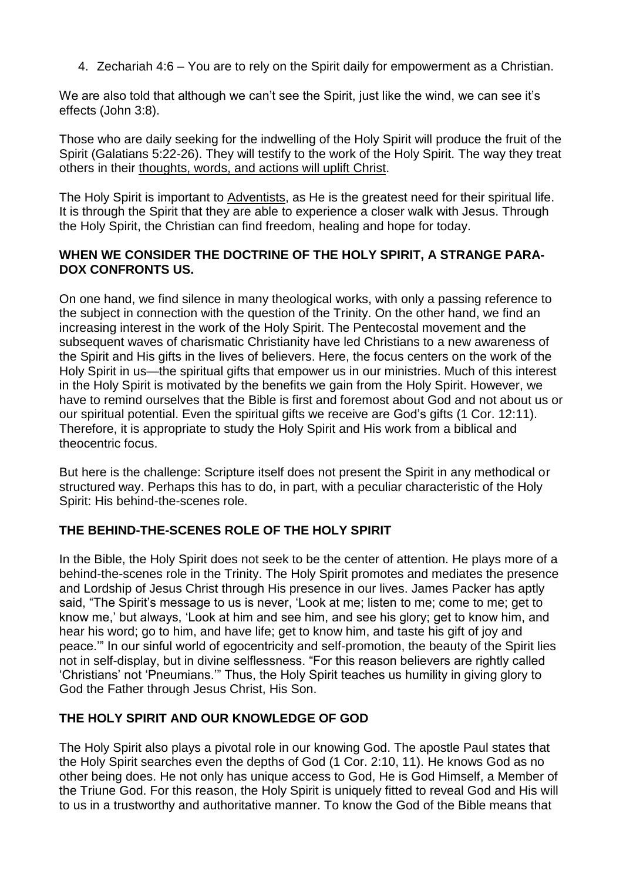4. Zechariah 4:6 – You are to rely on the Spirit daily for empowerment as a Christian.

We are also told that although we can't see the Spirit, just like the wind, we can see it's effects (John 3:8).

Those who are daily seeking for the indwelling of the Holy Spirit will produce the fruit of the Spirit (Galatians 5:22-26). They will testify to the work of the Holy Spirit. The way they treat others in their thoughts, words, and actions will uplift Christ.

The Holy Spirit is important to Adventists, as He is the greatest need for their spiritual life. It is through the Spirit that they are able to experience a closer walk with Jesus. Through the Holy Spirit, the Christian can find freedom, healing and hope for today.

**WHEN WE CONSIDER THE DOCTRINE OF THE HOLY SPIRIT, A STRANGE PARA-DOX CONFRONTS US.**

On one hand, we find silence in many theological works, with only a passing reference to the subject in connection with the question of the Trinity. On the other hand, we find an increasing interest in the work of the Holy Spirit. The Pentecostal movement and the subsequent waves of charismatic Christianity have led Christians to a new awareness of the Spirit and His gifts in the lives of believers. Here, the focus centers on the work of the Holy Spirit in us—the spiritual gifts that empower us in our ministries. Much of this interest in the Holy Spirit is motivated by the benefits we gain from the Holy Spirit. However, we have to remind ourselves that the Bible is first and foremost about God and not about us or our spiritual potential. Even the spiritual gifts we receive are God's gifts (1 Cor. 12:11). Therefore, it is appropriate to study the Holy Spirit and His work from a biblical and theocentric focus.

But here is the challenge: Scripture itself does not present the Spirit in any methodical or structured way. Perhaps this has to do, in part, with a peculiar characteristic of the Holy Spirit: His behind-the-scenes role.

**THE BEHIND-THE-SCENES ROLE OF THE HOLY SPIRIT**

In the Bible, the Holy Spirit does not seek to be the center of attention. He plays more of a behind-the-scenes role in the Trinity. The Holy Spirit promotes and mediates the presence and Lordship of Jesus Christ through His presence in our lives. James Packer has aptly said, "The Spirit's message to us is never, 'Look at me; listen to me; come to me; get to know me,' but always, 'Look at him and see him, and see his glory; get to know him, and hear his word; go to him, and have life; get to know him, and taste his gift of joy and peace.'" In our sinful world of egocentricity and self-promotion, the beauty of the Spirit lies not in self-display, but in divine selflessness. "For this reason believers are rightly called 'Christians' not 'Pneumians.'" Thus, the Holy Spirit teaches us humility in giving glory to God the Father through Jesus Christ, His Son.

**THE HOLY SPIRIT AND OUR KNOWLEDGE OF GOD**

The Holy Spirit also plays a pivotal role in our knowing God. The apostle Paul states that the Holy Spirit searches even the depths of God (1 Cor. 2:10, 11). He knows God as no other being does. He not only has unique access to God, He is God Himself, a Member of the Triune God. For this reason, the Holy Spirit is uniquely fitted to reveal God and His will to us in a trustworthy and authoritative manner. To know the God of the Bible means that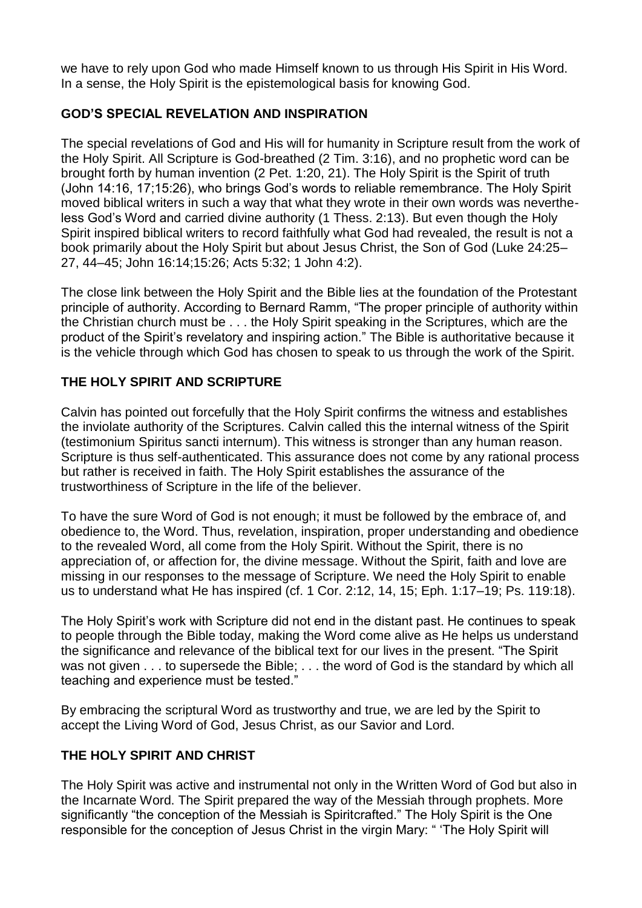we have to rely upon God who made Himself known to us through His Spirit in His Word. In a sense, the Holy Spirit is the epistemological basis for knowing God.

## GOD'S SPECIAL REVELATION AND INSPIRATION

The special revelations of God and His will for humanity in Scripture result from the work of the Holy Spirit. All Scripture is God-breathed (2 Tim. 3:16), and no prophetic word can be brought forth by human invention (2 Pet. 1:20, 21). The Holy Spirit is the Spirit of truth (John 14:16, 17;15:26), who brings God's words to reliable remembrance. The Holy Spirit moved biblical writers in such a way that what they wrote in their own words was nevertheless God's Word and carried divine authority (1 Thess. 2:13). But even though the Holy Spirit inspired biblical writers to record faithfully what God had revealed, the result is not a book primarily about the Holy Spirit but about Jesus Christ, the Son of God (Luke 24:25–27, 44–45; John 16:14;15:26; Acts 5:32; 1 John 4:2).

The close link between the Holy Spirit and the Bible lies at the foundation of the Protestant principle of authority. According to Bernard Ramm, "The proper principle of authority within the Christian church must be . . . the Holy Spirit speaking in the Scriptures, which are the product of the Spirit's revelatory and inspiring action." The Bible is authoritative because it is the vehicle through which God has chosen to speak to us through the work of the Spirit.

## THE HOLY SPIRIT AND SCRIPTURE

Calvin has pointed out forcefully that the Holy Spirit confirms the witness and establishes the inviolate authority of the Scriptures. Calvin called this the internal witness of the Spirit (testimonium Spiritus sancti internum). This witness is stronger than any human reason. Scripture is thus self-authenticated. This assurance does not come by any rational process but rather is received in faith. The Holy Spirit establishes the assurance of the trustworthiness of Scripture in the life of the believer.

To have the sure Word of God is not enough; it must be followed by the embrace of, and obedience to, the Word. Thus, revelation, inspiration, proper understanding and obedience to the revealed Word, all come from the Holy Spirit. Without the Spirit, there is no appreciation of, or affection for, the divine message. Without the Spirit, faith and love are missing in our responses to the message of Scripture. We need the Holy Spirit to enable us to understand what He has inspired (cf. 1 Cor. 2:12, 14, 15; Eph. 1:17–19; Ps. 119:18).

The Holy Spirit's work with Scripture did not end in the distant past. He continues to speak to people through the Bible today, making the Word come alive as He helps us understand the significance and relevance of the biblical text for our lives in the present. "The Spirit was not given . . . to supersede the Bible; . . . the word of God is the standard by which all teaching and experience must be tested."

By embracing the scriptural Word as trustworthy and true, we are led by the Spirit to accept the Living Word of God, Jesus Christ, as our Savior and Lord.

## THE HOLY SPIRIT AND CHRIST

The Holy Spirit was active and instrumental not only in the Written Word of God but also in the Incarnate Word. The Spirit prepared the way of the Messiah through prophets. More significantly "the conception of the Messiah is Spiritcrafted." The Holy Spirit is the One responsible for the conception of Jesus Christ in the virgin Mary: " 'The Holy Spirit will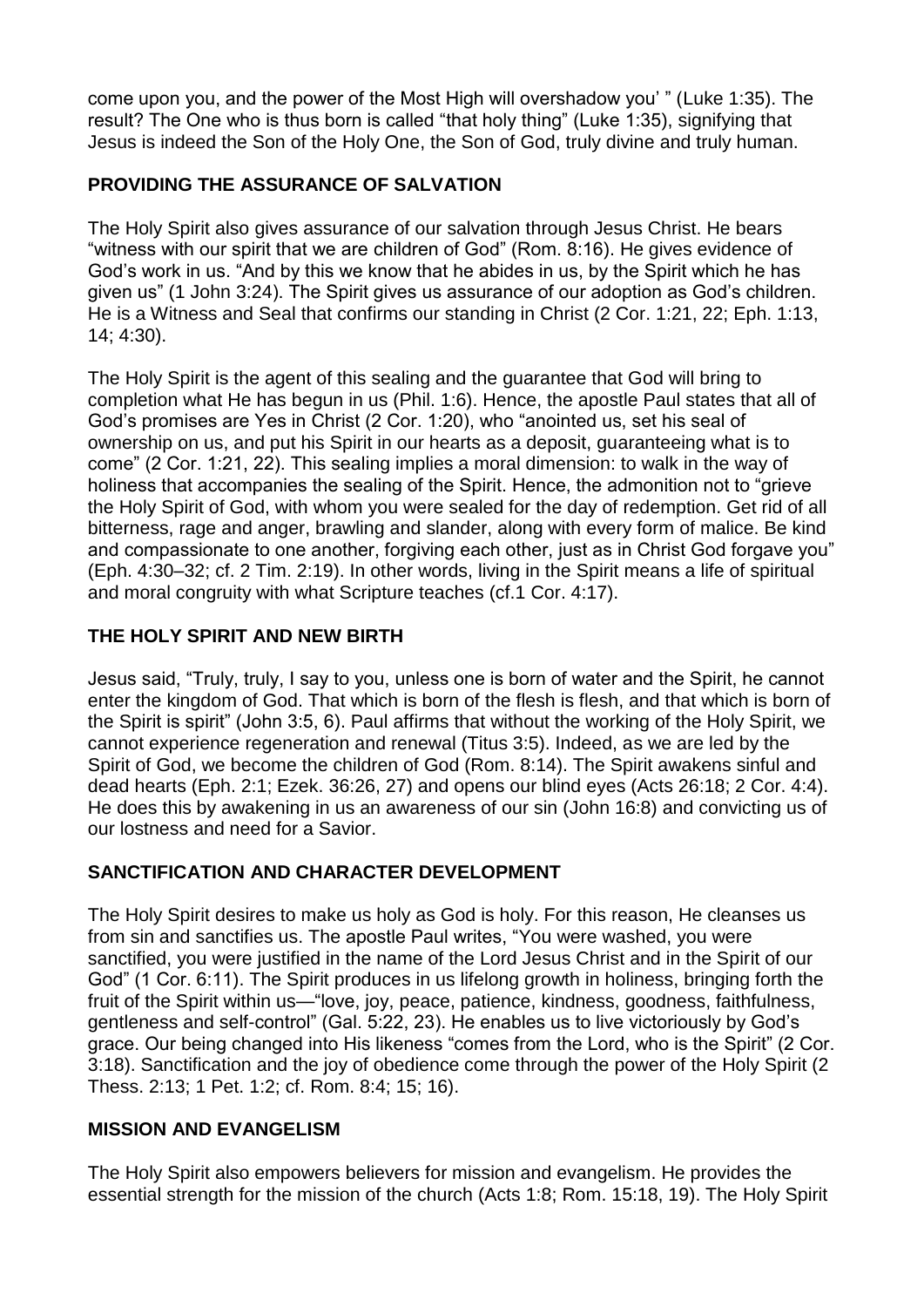come upon you, and the power of the Most High will overshadow you' " (Luke 1:35). The result? The One who is thus born is called "that holy thing" (Luke 1:35), signifying that Jesus is indeed the Son of the Holy One, the Son of God, truly divine and truly human.

## PROVIDING THE ASSURANCE OF SALVATION

The Holy Spirit also gives assurance of our salvation through Jesus Christ. He bears "witness with our spirit that we are children of God" (Rom. 8:16). He gives evidence of God's work in us. "And by this we know that he abides in us, by the Spirit which he has given us" (1 John 3:24). The Spirit gives us assurance of our adoption as God's children. He is a Witness and Seal that confirms our standing in Christ (2 Cor. 1:21, 22; Eph. 1:13, 14; 4:30).

The Holy Spirit is the agent of this sealing and the guarantee that God will bring to completion what He has begun in us (Phil. 1:6). Hence, the apostle Paul states that all of God's promises are Yes in Christ (2 Cor. 1:20), who "anointed us, set his seal of ownership on us, and put his Spirit in our hearts as a deposit, guaranteeing what is to come" (2 Cor. 1:21, 22). This sealing implies a moral dimension: to walk in the way of holiness that accompanies the sealing of the Spirit. Hence, the admonition not to "grieve the Holy Spirit of God, with whom you were sealed for the day of redemption. Get rid of all bitterness, rage and anger, brawling and slander, along with every form of malice. Be kind and compassionate to one another, forgiving each other, just as in Christ God forgave you" (Eph. 4:30–32; cf. 2 Tim. 2:19). In other words, living in the Spirit means a life of spiritual and moral congruity with what Scripture teaches (cf.1 Cor. 4:17).

## THE HOLY SPIRIT AND NEW BIRTH

Jesus said, "Truly, truly, I say to you, unless one is born of water and the Spirit, he cannot enter the kingdom of God. That which is born of the flesh is flesh, and that which is born of the Spirit is spirit" (John 3:5, 6). Paul affirms that without the working of the Holy Spirit, we cannot experience regeneration and renewal (Titus 3:5). Indeed, as we are led by the Spirit of God, we become the children of God (Rom. 8:14). The Spirit awakens sinful and dead hearts (Eph. 2:1; Ezek. 36:26, 27) and opens our blind eyes (Acts 26:18; 2 Cor. 4:4). He does this by awakening in us an awareness of our sin (John 16:8) and convicting us of our lostness and need for a Savior.

## SANCTIFICATION AND CHARACTER DEVELOPMENT

The Holy Spirit desires to make us holy as God is holy. For this reason, He cleanses us from sin and sanctifies us. The apostle Paul writes, "You were washed, you were sanctified, you were justified in the name of the Lord Jesus Christ and in the Spirit of our God" (1 Cor. 6:11). The Spirit produces in us lifelong growth in holiness, bringing forth the fruit of the Spirit within us—"love, joy, peace, patience, kindness, goodness, faithfulness, gentleness and self-control" (Gal. 5:22, 23). He enables us to live victoriously by God's grace. Our being changed into His likeness "comes from the Lord, who is the Spirit" (2 Cor. 3:18). Sanctification and the joy of obedience come through the power of the Holy Spirit (2 Thess. 2:13; 1 Pet. 1:2; cf. Rom. 8:4; 15; 16).

## MISSION AND EVANGELISM

The Holy Spirit also empowers believers for mission and evangelism. He provides the essential strength for the mission of the church (Acts 1:8; Rom. 15:18, 19). The Holy Spirit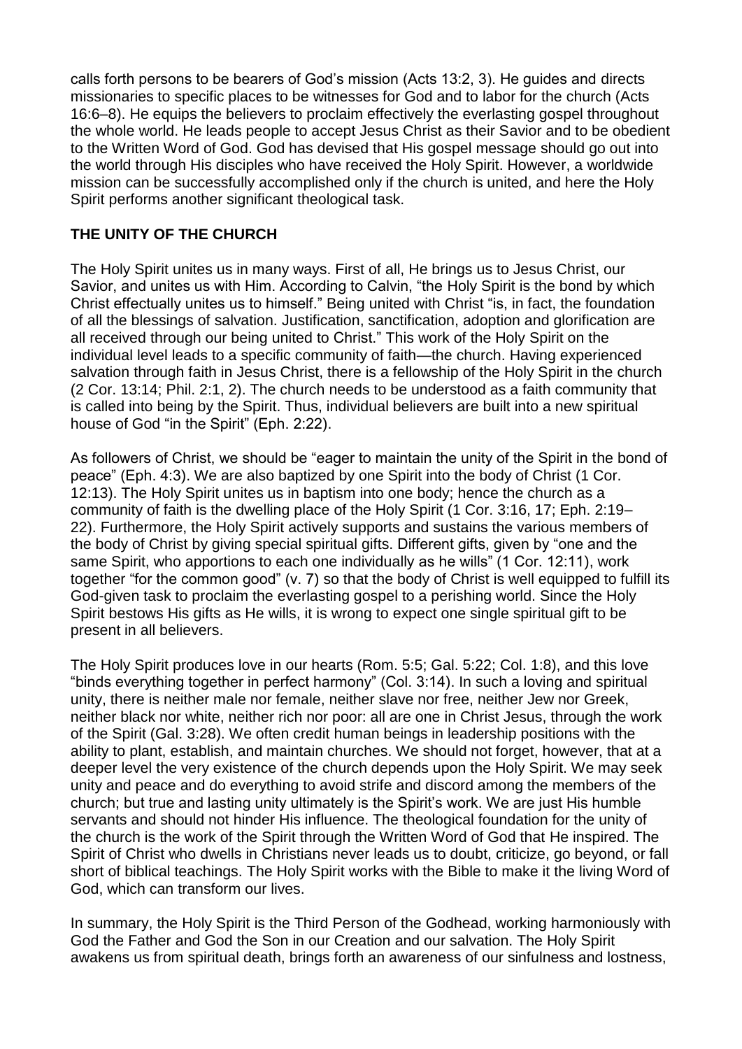calls forth persons to be bearers of God's mission (Acts 13:2, 3). He guides and directs missionaries to specific places to be witnesses for God and to labor for the church (Acts 16:6–8). He equips the believers to proclaim effectively the everlasting gospel throughout the whole world. He leads people to accept Jesus Christ as their Savior and to be obedient to the Written Word of God. God has devised that His gospel message should go out into the world through His disciples who have received the Holy Spirit. However, a worldwide mission can be successfully accomplished only if the church is united, and here the Holy Spirit performs another significant theological task.

## THE UNITY OF THE CHURCH

The Holy Spirit unites us in many ways. First of all, He brings us to Jesus Christ, our Savior, and unites us with Him. According to Calvin, "the Holy Spirit is the bond by which Christ effectually unites us to himself." Being united with Christ "is, in fact, the foundation of all the blessings of salvation. Justification, sanctification, adoption and glorification are all received through our being united to Christ." This work of the Holy Spirit on the individual level leads to a specific community of faith—the church. Having experienced salvation through faith in Jesus Christ, there is a fellowship of the Holy Spirit in the church (2 Cor. 13:14; Phil. 2:1, 2). The church needs to be understood as a faith community that is called into being by the Spirit. Thus, individual believers are built into a new spiritual house of God "in the Spirit" (Eph. 2:22).

As followers of Christ, we should be "eager to maintain the unity of the Spirit in the bond of peace" (Eph. 4:3). We are also baptized by one Spirit into the body of Christ (1 Cor. 12:13). The Holy Spirit unites us in baptism into one body; hence the church as a community of faith is the dwelling place of the Holy Spirit (1 Cor. 3:16, 17; Eph. 2:19–22). Furthermore, the Holy Spirit actively supports and sustains the various members of the body of Christ by giving special spiritual gifts. Different gifts, given by "one and the same Spirit, who apportions to each one individually as he wills" (1 Cor. 12:11), work together "for the common good" (v. 7) so that the body of Christ is well equipped to fulfill its God-given task to proclaim the everlasting gospel to a perishing world. Since the Holy Spirit bestows His gifts as He wills, it is wrong to expect one single spiritual gift to be present in all believers.

The Holy Spirit produces love in our hearts (Rom. 5:5; Gal. 5:22; Col. 1:8), and this love "binds everything together in perfect harmony" (Col. 3:14). In such a loving and spiritual unity, there is neither male nor female, neither slave nor free, neither Jew nor Greek, neither black nor white, neither rich nor poor: all are one in Christ Jesus, through the work of the Spirit (Gal. 3:28). We often credit human beings in leadership positions with the ability to plant, establish, and maintain churches. We should not forget, however, that at a deeper level the very existence of the church depends upon the Holy Spirit. We may seek unity and peace and do everything to avoid strife and discord among the members of the church; but true and lasting unity ultimately is the Spirit's work. We are just His humble servants and should not hinder His influence. The theological foundation for the unity of the church is the work of the Spirit through the Written Word of God that He inspired. The Spirit of Christ who dwells in Christians never leads us to doubt, criticize, go beyond, or fall short of biblical teachings. The Holy Spirit works with the Bible to make it the living Word of God, which can transform our lives.

In summary, the Holy Spirit is the Third Person of the Godhead, working harmoniously with God the Father and God the Son in our Creation and our salvation. The Holy Spirit awakens us from spiritual death, brings forth an awareness of our sinfulness and lostness,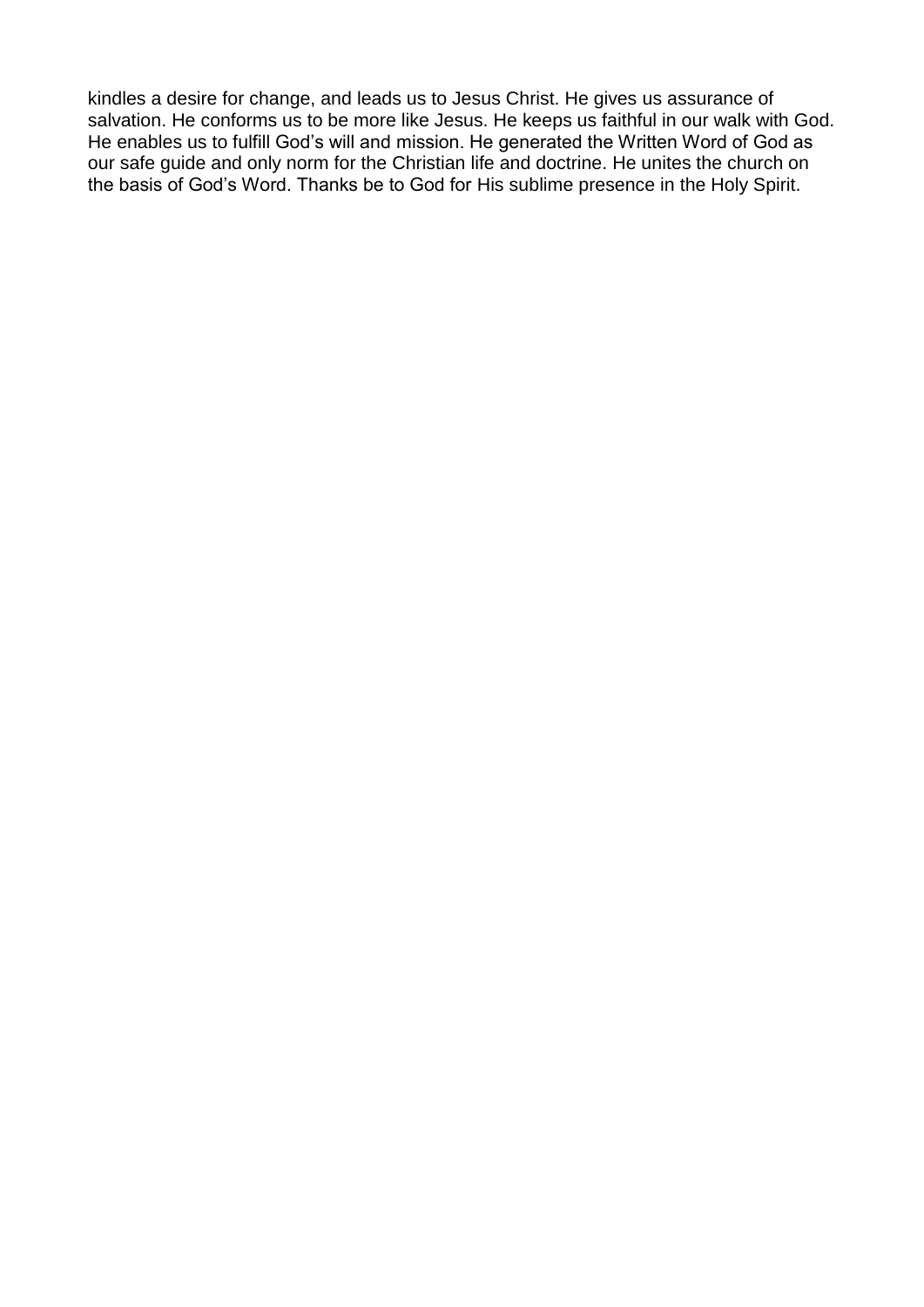kindles a desire for change, and leads us to Jesus Christ. He gives us assurance of salvation. He conforms us to be more like Jesus. He keeps us faithful in our walk with God. He enables us to fulfill God's will and mission. He generated the Written Word of God as our safe guide and only norm for the Christian life and doctrine. He unites the church on the basis of God's Word. Thanks be to God for His sublime presence in the Holy Spirit.